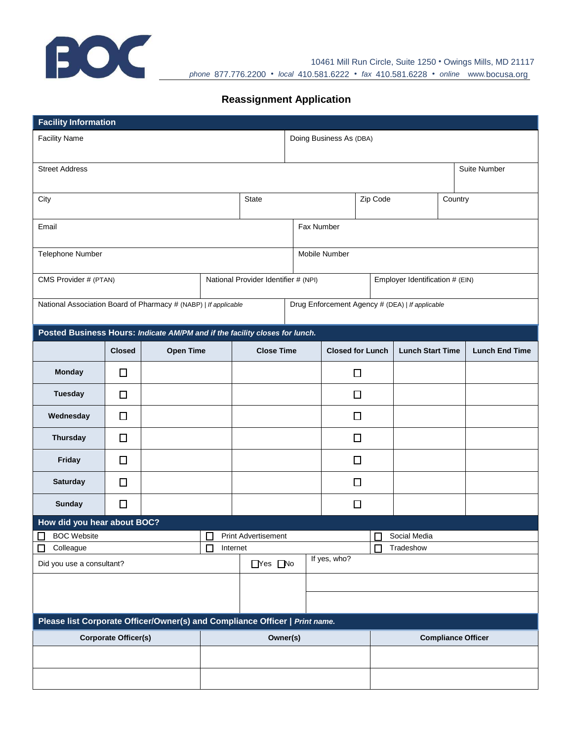BOC

10461 Mill Run Circle, Suite 1250 • Owings Mills, MD 21117
*phone* 877.776.2200 • *local* 410.581.6222 • *fax* 410.581.6228 • *online* www.bocusa.org

# Reassignment Application

## Facility Information

| Field | Field |
|---|---|
| Facility Name | Doing Business As (DBA) |
| Street Address | Suite Number |

| City | State | Zip Code | Country |
|---|---|---|---|
| | | | |

| Field | Field |
|---|---|
| Email | Fax Number |
| Telephone Number | Mobile Number |

| CMS Provider # (PTAN) | National Provider Identifier # (NPI) | Employer Identification # (EIN) |
|---|---|---|
| | | |

| National Association Board of Pharmacy # (NABP) \| *If applicable* | Drug Enforcement Agency # (DEA) \| *If applicable* |
|---|---|
| | |

## Posted Business Hours: *Indicate AM/PM and if the facility closes for lunch.*

| | Closed | Open Time | Close Time | Closed for Lunch | Lunch Start Time | Lunch End Time |
|---|---|---|---|---|---|---|
| **Monday** | ☐ | | | ☐ | | |
| **Tuesday** | ☐ | | | ☐ | | |
| **Wednesday** | ☐ | | | ☐ | | |
| **Thursday** | ☐ | | | ☐ | | |
| **Friday** | ☐ | | | ☐ | | |
| **Saturday** | ☐ | | | ☐ | | |
| **Sunday** | ☐ | | | ☐ | | |

## How did you hear about BOC?

| | | |
|---|---|---|
| ☐ BOC Website | ☐ Print Advertisement | ☐ Social Media |
| ☐ Colleague | ☐ Internet | ☐ Tradeshow |

| Did you use a consultant? | ☐Yes ☐No | If yes, who? |
|---|---|---|
| | | |
| | | |

## Please list Corporate Officer/Owner(s) and Compliance Officer | *Print name.*

| Corporate Officer(s) | Owner(s) | Compliance Officer |
|---|---|---|
| | | |
| | | |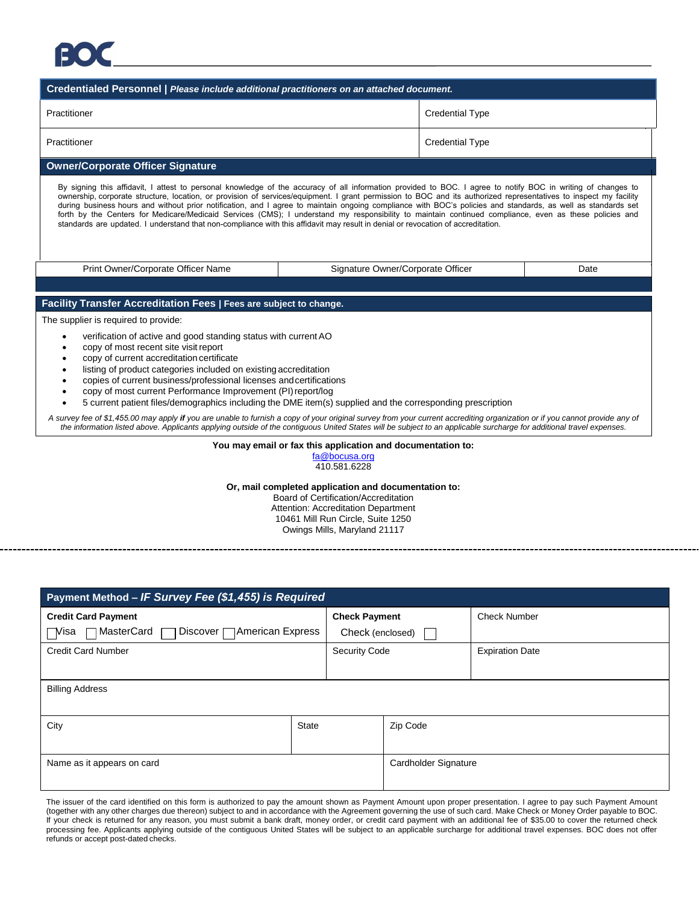BOC

## Credentialed Personnel | *Please include additional practitioners on an attached document.*

| | |
|---|---|
| Practitioner | Credential Type |
| Practitioner | Credential Type |

## Owner/Corporate Officer Signature

By signing this affidavit, I attest to personal knowledge of the accuracy of all information provided to BOC. I agree to notify BOC in writing of changes to ownership, corporate structure, location, or provision of services/equipment. I grant permission to BOC and its authorized representatives to inspect my facility during business hours and without prior notification, and I agree to maintain ongoing compliance with BOC's policies and standards, as well as standards set forth by the Centers for Medicare/Medicaid Services (CMS); I understand my responsibility to maintain continued compliance, even as these policies and standards are updated. I understand that non-compliance with this affidavit may result in denial or revocation of accreditation.

| | | |
|---|---|---|
| Print Owner/Corporate Officer Name | Signature Owner/Corporate Officer | Date |

## Facility Transfer Accreditation Fees | Fees are subject to change.

The supplier is required to provide:

- verification of active and good standing status with current AO
- copy of most recent site visit report
- copy of current accreditation certificate
- listing of product categories included on existing accreditation
- copies of current business/professional licenses and certifications
- copy of most current Performance Improvement (PI) report/log
- 5 current patient files/demographics including the DME item(s) supplied and the corresponding prescription

*A survey fee of $1,455.00 may apply **if** you are unable to furnish a copy of your original survey from your current accrediting organization or if you cannot provide any of the information listed above. Applicants applying outside of the contiguous United States will be subject to an applicable surcharge for additional travel expenses.*

**You may email or fax this application and documentation to:**
fa@bocusa.org
410.581.6228

**Or, mail completed application and documentation to:**
Board of Certification/Accreditation
Attention: Accreditation Department
10461 Mill Run Circle, Suite 1250
Owings Mills, Maryland 21117

## Payment Method – *IF Survey Fee ($1,455) is Required*

| | | |
|---|---|---|
| **Credit Card Payment** ☐ Visa ☐ MasterCard ☐ Discover ☐ American Express | **Check Payment** Check (enclosed) ☐ | Check Number |
| Credit Card Number | Security Code | Expiration Date |
| Billing Address | | |

| | | |
|---|---|---|
| City | State | Zip Code |
| Name as it appears on card | | Cardholder Signature |

The issuer of the card identified on this form is authorized to pay the amount shown as Payment Amount upon proper presentation. I agree to pay such Payment Amount (together with any other charges due thereon) subject to and in accordance with the Agreement governing the use of such card. Make Check or Money Order payable to BOC. If your check is returned for any reason, you must submit a bank draft, money order, or credit card payment with an additional fee of $35.00 to cover the returned check processing fee. Applicants applying outside of the contiguous United States will be subject to an applicable surcharge for additional travel expenses. BOC does not offer refunds or accept post-dated checks.